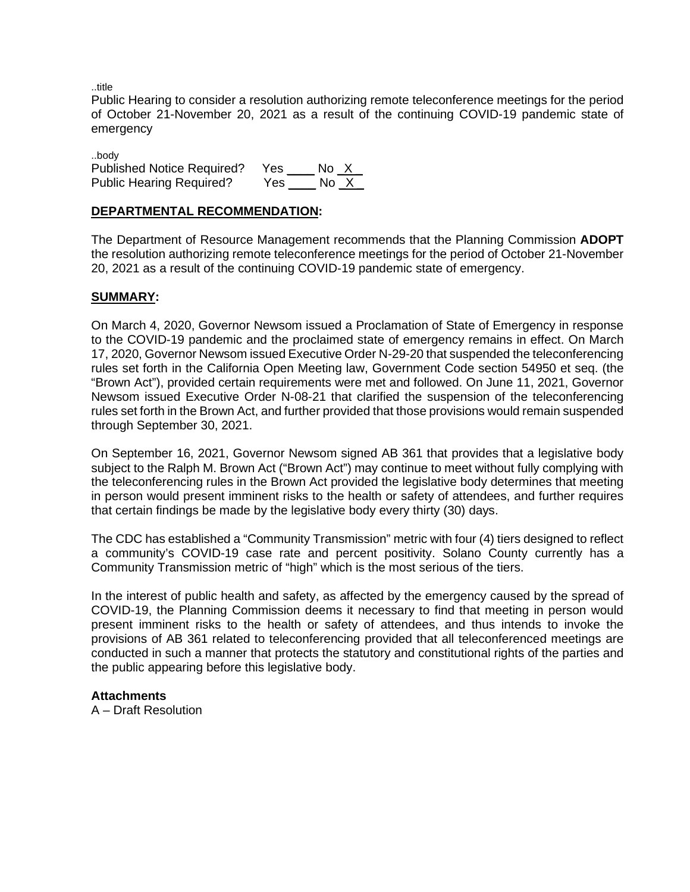..title

Public Hearing to consider a resolution authorizing remote teleconference meetings for the period of October 21-November 20, 2021 as a result of the continuing COVID-19 pandemic state of emergency

..body

Published Notice Required? Yes ____ No _X_
Public Hearing Required? Yes ____ No _X_

## DEPARTMENTAL RECOMMENDATION:

The Department of Resource Management recommends that the Planning Commission **ADOPT** the resolution authorizing remote teleconference meetings for the period of October 21-November 20, 2021 as a result of the continuing COVID-19 pandemic state of emergency.

## SUMMARY:

On March 4, 2020, Governor Newsom issued a Proclamation of State of Emergency in response to the COVID-19 pandemic and the proclaimed state of emergency remains in effect. On March 17, 2020, Governor Newsom issued Executive Order N-29-20 that suspended the teleconferencing rules set forth in the California Open Meeting law, Government Code section 54950 et seq. (the "Brown Act"), provided certain requirements were met and followed. On June 11, 2021, Governor Newsom issued Executive Order N-08-21 that clarified the suspension of the teleconferencing rules set forth in the Brown Act, and further provided that those provisions would remain suspended through September 30, 2021.

On September 16, 2021, Governor Newsom signed AB 361 that provides that a legislative body subject to the Ralph M. Brown Act ("Brown Act") may continue to meet without fully complying with the teleconferencing rules in the Brown Act provided the legislative body determines that meeting in person would present imminent risks to the health or safety of attendees, and further requires that certain findings be made by the legislative body every thirty (30) days.

The CDC has established a "Community Transmission" metric with four (4) tiers designed to reflect a community's COVID-19 case rate and percent positivity. Solano County currently has a Community Transmission metric of "high" which is the most serious of the tiers.

In the interest of public health and safety, as affected by the emergency caused by the spread of COVID-19, the Planning Commission deems it necessary to find that meeting in person would present imminent risks to the health or safety of attendees, and thus intends to invoke the provisions of AB 361 related to teleconferencing provided that all teleconferenced meetings are conducted in such a manner that protects the statutory and constitutional rights of the parties and the public appearing before this legislative body.

**Attachments**

A – Draft Resolution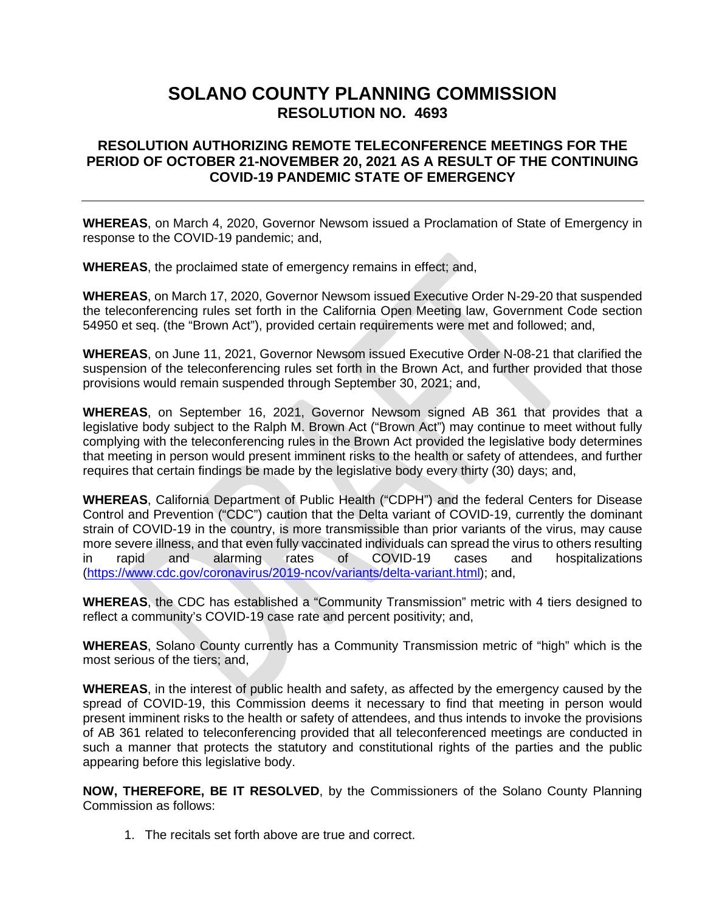# SOLANO COUNTY PLANNING COMMISSION

## RESOLUTION NO. 4693

### RESOLUTION AUTHORIZING REMOTE TELECONFERENCE MEETINGS FOR THE PERIOD OF OCTOBER 21-NOVEMBER 20, 2021 AS A RESULT OF THE CONTINUING COVID-19 PANDEMIC STATE OF EMERGENCY

---

**WHEREAS**, on March 4, 2020, Governor Newsom issued a Proclamation of State of Emergency in response to the COVID-19 pandemic; and,

**WHEREAS**, the proclaimed state of emergency remains in effect; and,

**WHEREAS**, on March 17, 2020, Governor Newsom issued Executive Order N-29-20 that suspended the teleconferencing rules set forth in the California Open Meeting law, Government Code section 54950 et seq. (the "Brown Act"), provided certain requirements were met and followed; and,

**WHEREAS**, on June 11, 2021, Governor Newsom issued Executive Order N-08-21 that clarified the suspension of the teleconferencing rules set forth in the Brown Act, and further provided that those provisions would remain suspended through September 30, 2021; and,

**WHEREAS**, on September 16, 2021, Governor Newsom signed AB 361 that provides that a legislative body subject to the Ralph M. Brown Act ("Brown Act") may continue to meet without fully complying with the teleconferencing rules in the Brown Act provided the legislative body determines that meeting in person would present imminent risks to the health or safety of attendees, and further requires that certain findings be made by the legislative body every thirty (30) days; and,

**WHEREAS**, California Department of Public Health ("CDPH") and the federal Centers for Disease Control and Prevention ("CDC") caution that the Delta variant of COVID-19, currently the dominant strain of COVID-19 in the country, is more transmissible than prior variants of the virus, may cause more severe illness, and that even fully vaccinated individuals can spread the virus to others resulting in rapid and alarming rates of COVID-19 cases and hospitalizations (https://www.cdc.gov/coronavirus/2019-ncov/variants/delta-variant.html); and,

**WHEREAS**, the CDC has established a "Community Transmission" metric with 4 tiers designed to reflect a community's COVID-19 case rate and percent positivity; and,

**WHEREAS**, Solano County currently has a Community Transmission metric of "high" which is the most serious of the tiers; and,

**WHEREAS**, in the interest of public health and safety, as affected by the emergency caused by the spread of COVID-19, this Commission deems it necessary to find that meeting in person would present imminent risks to the health or safety of attendees, and thus intends to invoke the provisions of AB 361 related to teleconferencing provided that all teleconferenced meetings are conducted in such a manner that protects the statutory and constitutional rights of the parties and the public appearing before this legislative body.

**NOW, THEREFORE, BE IT RESOLVED**, by the Commissioners of the Solano County Planning Commission as follows:

1. The recitals set forth above are true and correct.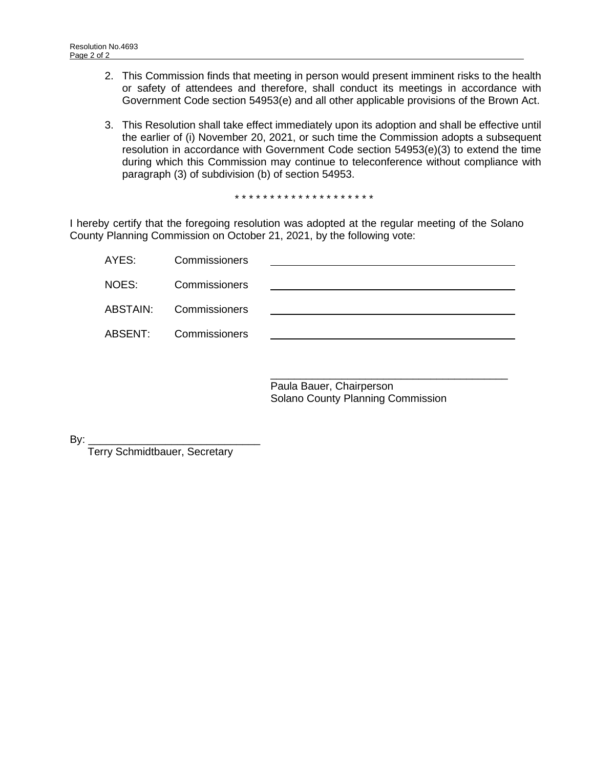2. This Commission finds that meeting in person would present imminent risks to the health or safety of attendees and therefore, shall conduct its meetings in accordance with Government Code section 54953(e) and all other applicable provisions of the Brown Act.

3. This Resolution shall take effect immediately upon its adoption and shall be effective until the earlier of (i) November 20, 2021, or such time the Commission adopts a subsequent resolution in accordance with Government Code section 54953(e)(3) to extend the time during which this Commission may continue to teleconference without compliance with paragraph (3) of subdivision (b) of section 54953.

* * * * * * * * * * * * * * * * * * * *

I hereby certify that the foregoing resolution was adopted at the regular meeting of the Solano County Planning Commission on October 21, 2021, by the following vote:

| | | |
|---|---|---|
| AYES: | Commissioners | ______________________________ |
| NOES: | Commissioners | ______________________________ |
| ABSTAIN: | Commissioners | ______________________________ |
| ABSENT: | Commissioners | ______________________________ |

______________________________
Paula Bauer, Chairperson
Solano County Planning Commission

By: ______________________________
Terry Schmidtbauer, Secretary